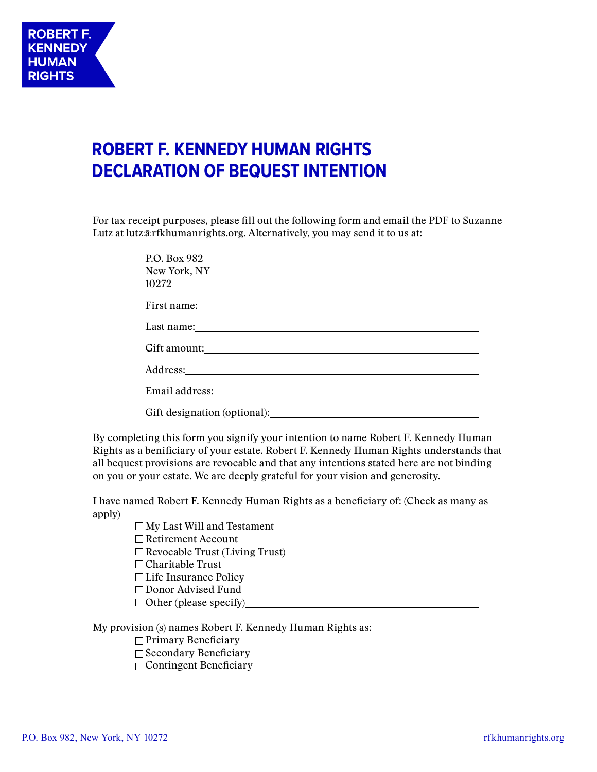ROBERT F. KENNEDY HUMAN RIGHTS

# ROBERT F. KENNEDY HUMAN RIGHTS DECLARATION OF BEQUEST INTENTION

For tax-receipt purposes, please fill out the following form and email the PDF to Suzanne Lutz at lutz@rfkhumanrights.org. Alternatively, you may send it to us at:

P.O. Box 982
New York, NY
10272

First name:\_\_\_\_\_\_\_\_\_\_\_\_\_\_\_\_\_\_\_\_\_\_\_\_\_\_\_\_\_\_\_\_\_\_\_\_\_\_\_\_

Last name:\_\_\_\_\_\_\_\_\_\_\_\_\_\_\_\_\_\_\_\_\_\_\_\_\_\_\_\_\_\_\_\_\_\_\_\_\_\_\_\_

Gift amount:\_\_\_\_\_\_\_\_\_\_\_\_\_\_\_\_\_\_\_\_\_\_\_\_\_\_\_\_\_\_\_\_\_\_\_\_\_\_\_\_

Address:\_\_\_\_\_\_\_\_\_\_\_\_\_\_\_\_\_\_\_\_\_\_\_\_\_\_\_\_\_\_\_\_\_\_\_\_\_\_\_\_

Email address:\_\_\_\_\_\_\_\_\_\_\_\_\_\_\_\_\_\_\_\_\_\_\_\_\_\_\_\_\_\_\_\_\_\_\_\_\_\_\_\_

Gift designation (optional):\_\_\_\_\_\_\_\_\_\_\_\_\_\_\_\_\_\_\_\_\_\_\_\_\_\_\_\_\_\_

By completing this form you signify your intention to name Robert F. Kennedy Human Rights as a benificiary of your estate. Robert F. Kennedy Human Rights understands that all bequest provisions are revocable and that any intentions stated here are not binding on you or your estate. We are deeply grateful for your vision and generosity.

I have named Robert F. Kennedy Human Rights as a beneficiary of: (Check as many as apply)

- ☐ My Last Will and Testament
- ☐ Retirement Account
- ☐ Revocable Trust (Living Trust)
- ☐ Charitable Trust
- ☐ Life Insurance Policy
- ☐ Donor Advised Fund
- ☐ Other (please specify)\_\_\_\_\_\_\_\_\_\_\_\_\_\_\_\_\_\_\_\_\_\_\_\_\_\_\_\_\_\_

My provision (s) names Robert F. Kennedy Human Rights as:

- ☐ Primary Beneficiary
- ☐ Secondary Beneficiary
- ☐ Contingent Beneficiary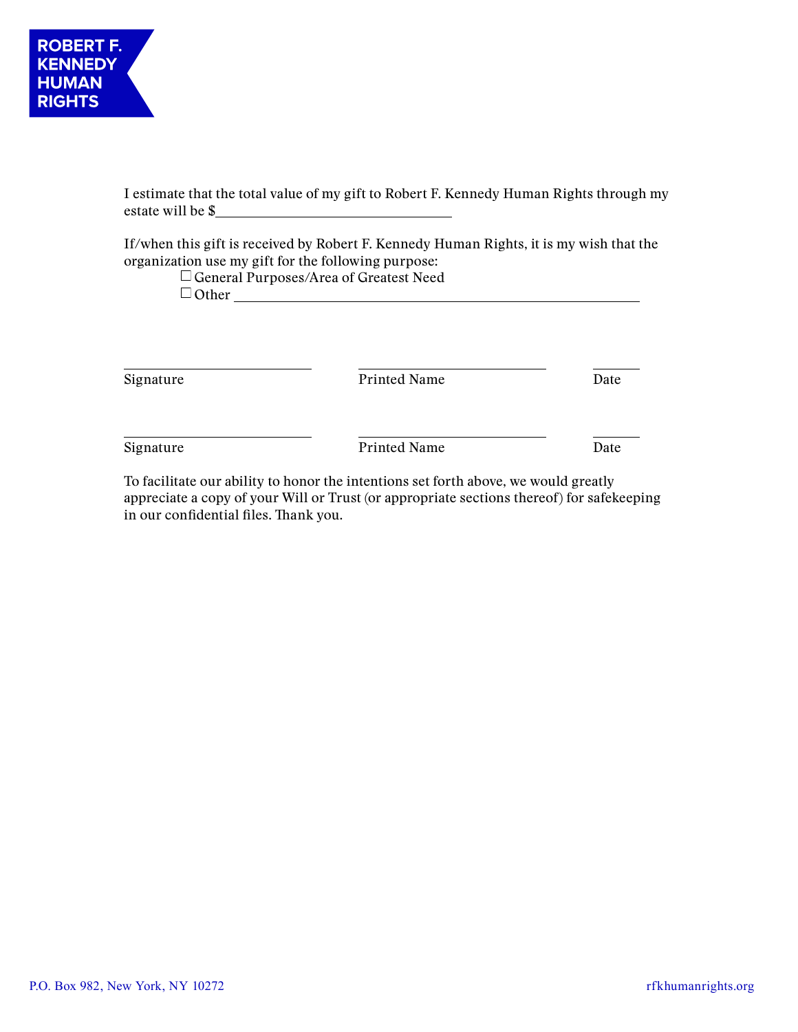ROBERT F. KENNEDY HUMAN RIGHTS

I estimate that the total value of my gift to Robert F. Kennedy Human Rights through my estate will be $________________________________

If/when this gift is received by Robert F. Kennedy Human Rights, it is my wish that the organization use my gift for the following purpose:

☐ General Purposes/Area of Greatest Need
☐ Other ________________________________________________________

| | | |
|---|---|---|
| ______________________ | ______________________ | ________ |
| Signature | Printed Name | Date |
| ______________________ | ______________________ | ________ |
| Signature | Printed Name | Date |

To facilitate our ability to honor the intentions set forth above, we would greatly appreciate a copy of your Will or Trust (or appropriate sections thereof) for safekeeping in our confidential files. Thank you.

P.O. Box 982, New York, NY 10272

rfkhumanrights.org